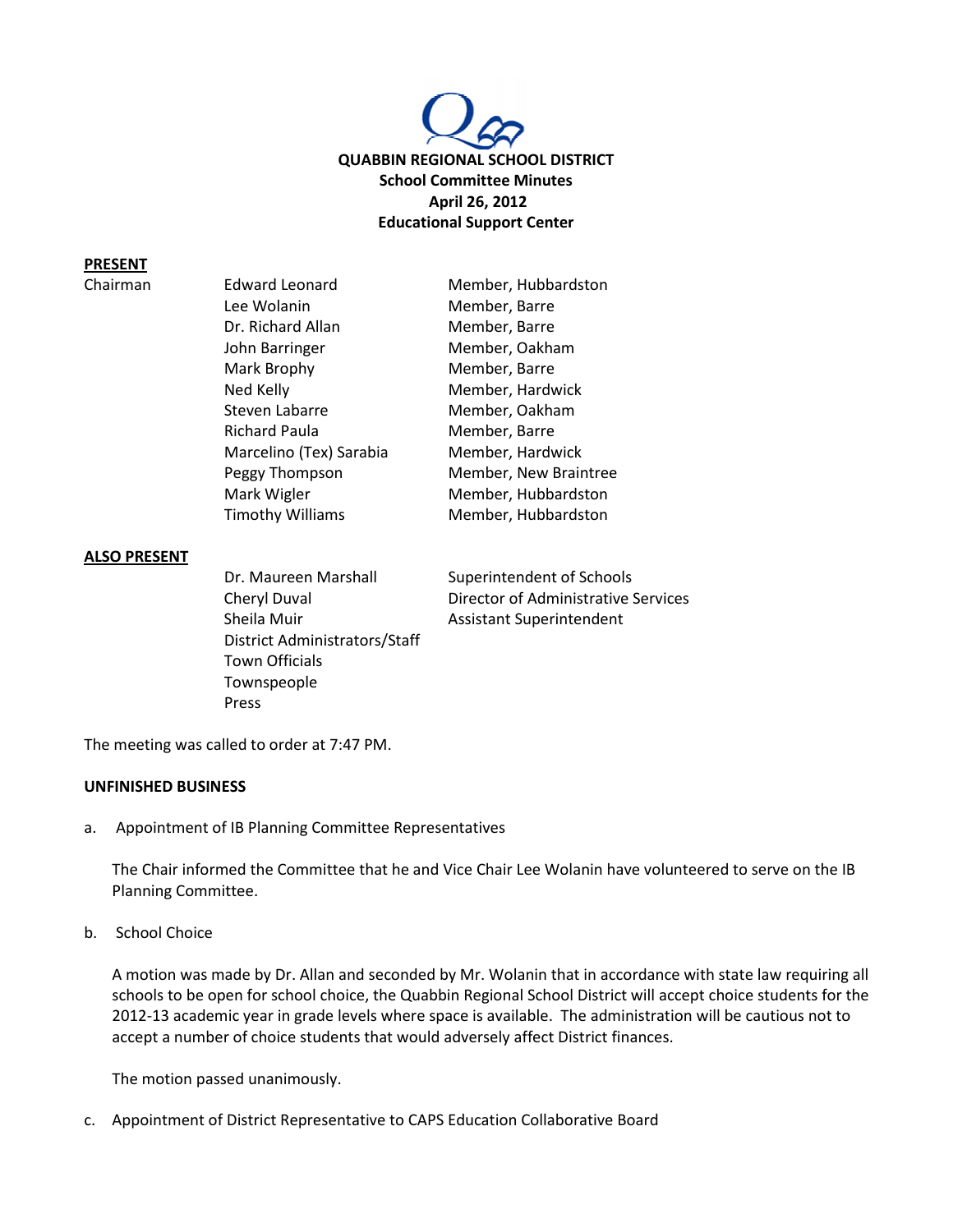**QUABBIN REGIONAL SCHOOL DISTRICT**
**School Committee Minutes**
**April 26, 2012**
**Educational Support Center**

**PRESENT**

| | | |
|---|---|---|
| Chairman | Edward Leonard | Member, Hubbardston |
| | Lee Wolanin | Member, Barre |
| | Dr. Richard Allan | Member, Barre |
| | John Barringer | Member, Oakham |
| | Mark Brophy | Member, Barre |
| | Ned Kelly | Member, Hardwick |
| | Steven Labarre | Member, Oakham |
| | Richard Paula | Member, Barre |
| | Marcelino (Tex) Sarabia | Member, Hardwick |
| | Peggy Thompson | Member, New Braintree |
| | Mark Wigler | Member, Hubbardston |
| | Timothy Williams | Member, Hubbardston |

**ALSO PRESENT**

| | |
|---|---|
| Dr. Maureen Marshall | Superintendent of Schools |
| Cheryl Duval | Director of Administrative Services |
| Sheila Muir | Assistant Superintendent |
| District Administrators/Staff | |
| Town Officials | |
| Townspeople | |
| Press | |

The meeting was called to order at 7:47 PM.

**UNFINISHED BUSINESS**

a. Appointment of IB Planning Committee Representatives

The Chair informed the Committee that he and Vice Chair Lee Wolanin have volunteered to serve on the IB Planning Committee.

b. School Choice

A motion was made by Dr. Allan and seconded by Mr. Wolanin that in accordance with state law requiring all schools to be open for school choice, the Quabbin Regional School District will accept choice students for the 2012-13 academic year in grade levels where space is available. The administration will be cautious not to accept a number of choice students that would adversely affect District finances.

The motion passed unanimously.

c. Appointment of District Representative to CAPS Education Collaborative Board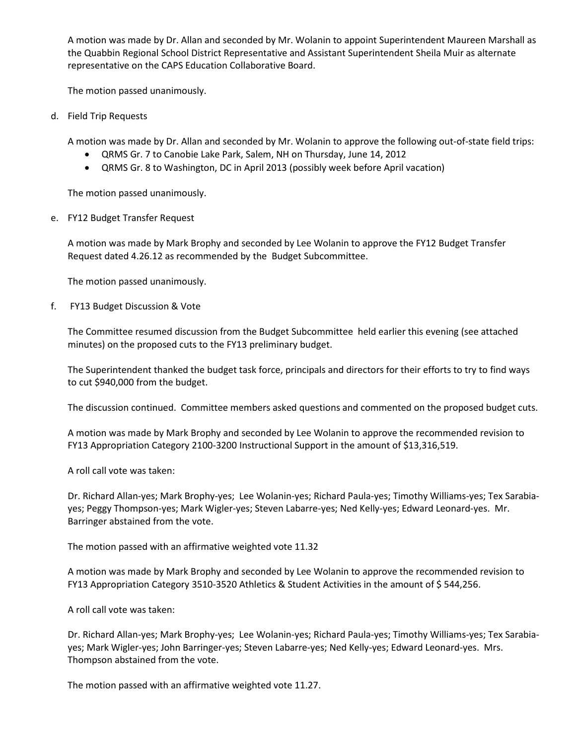A motion was made by Dr. Allan and seconded by Mr. Wolanin to appoint Superintendent Maureen Marshall as the Quabbin Regional School District Representative and Assistant Superintendent Sheila Muir as alternate representative on the CAPS Education Collaborative Board.

The motion passed unanimously.

d. Field Trip Requests

A motion was made by Dr. Allan and seconded by Mr. Wolanin to approve the following out-of-state field trips:

- QRMS Gr. 7 to Canobie Lake Park, Salem, NH on Thursday, June 14, 2012
- QRMS Gr. 8 to Washington, DC in April 2013 (possibly week before April vacation)

The motion passed unanimously.

e. FY12 Budget Transfer Request

A motion was made by Mark Brophy and seconded by Lee Wolanin to approve the FY12 Budget Transfer Request dated 4.26.12 as recommended by the Budget Subcommittee.

The motion passed unanimously.

f. FY13 Budget Discussion & Vote

The Committee resumed discussion from the Budget Subcommittee held earlier this evening (see attached minutes) on the proposed cuts to the FY13 preliminary budget.

The Superintendent thanked the budget task force, principals and directors for their efforts to try to find ways to cut $940,000 from the budget.

The discussion continued. Committee members asked questions and commented on the proposed budget cuts.

A motion was made by Mark Brophy and seconded by Lee Wolanin to approve the recommended revision to FY13 Appropriation Category 2100-3200 Instructional Support in the amount of $13,316,519.

A roll call vote was taken:

Dr. Richard Allan-yes; Mark Brophy-yes; Lee Wolanin-yes; Richard Paula-yes; Timothy Williams-yes; Tex Sarabia-yes; Peggy Thompson-yes; Mark Wigler-yes; Steven Labarre-yes; Ned Kelly-yes; Edward Leonard-yes. Mr. Barringer abstained from the vote.

The motion passed with an affirmative weighted vote 11.32

A motion was made by Mark Brophy and seconded by Lee Wolanin to approve the recommended revision to FY13 Appropriation Category 3510-3520 Athletics & Student Activities in the amount of $ 544,256.

A roll call vote was taken:

Dr. Richard Allan-yes; Mark Brophy-yes; Lee Wolanin-yes; Richard Paula-yes; Timothy Williams-yes; Tex Sarabia-yes; Mark Wigler-yes; John Barringer-yes; Steven Labarre-yes; Ned Kelly-yes; Edward Leonard-yes. Mrs. Thompson abstained from the vote.

The motion passed with an affirmative weighted vote 11.27.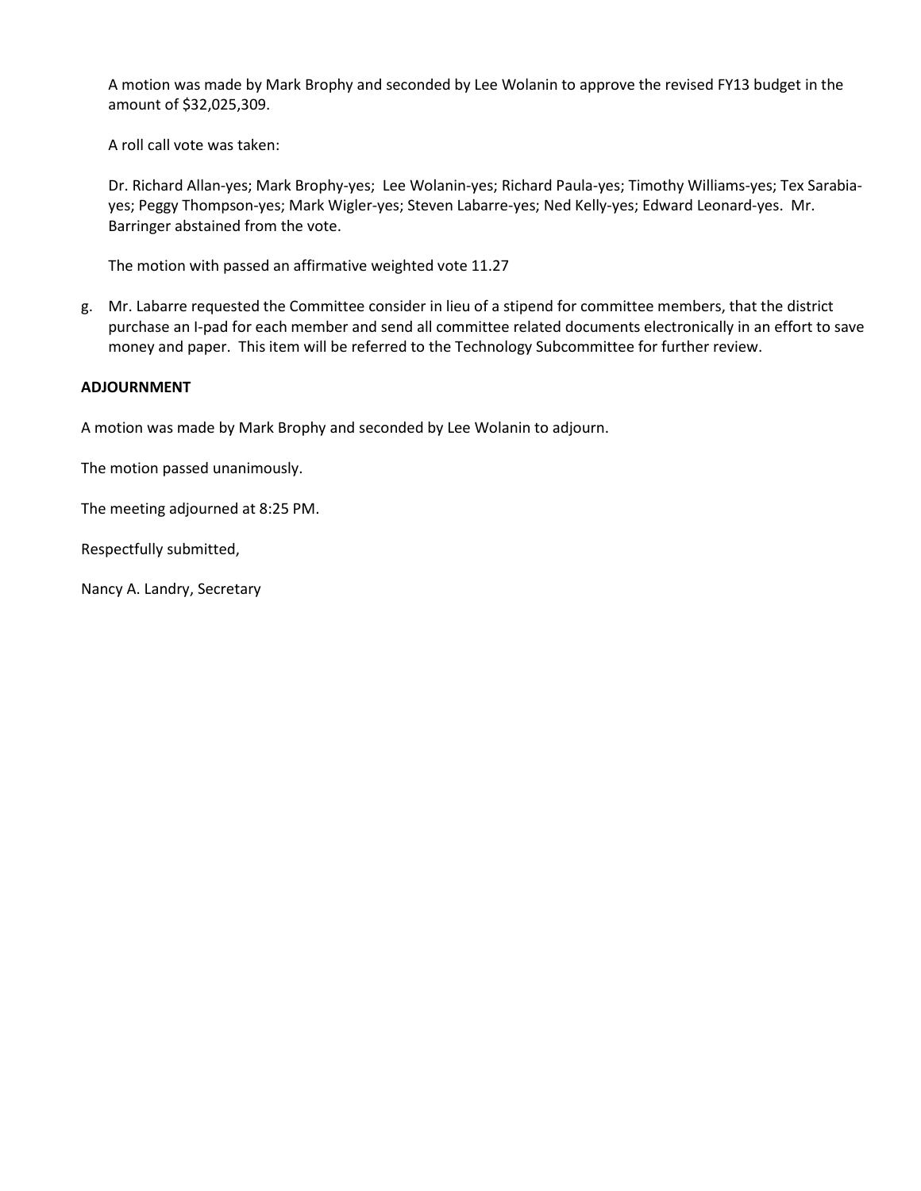A motion was made by Mark Brophy and seconded by Lee Wolanin to approve the revised FY13 budget in the amount of $32,025,309.

A roll call vote was taken:

Dr. Richard Allan-yes; Mark Brophy-yes; Lee Wolanin-yes; Richard Paula-yes; Timothy Williams-yes; Tex Sarabia-yes; Peggy Thompson-yes; Mark Wigler-yes; Steven Labarre-yes; Ned Kelly-yes; Edward Leonard-yes. Mr. Barringer abstained from the vote.

The motion with passed an affirmative weighted vote 11.27

g. Mr. Labarre requested the Committee consider in lieu of a stipend for committee members, that the district purchase an I-pad for each member and send all committee related documents electronically in an effort to save money and paper. This item will be referred to the Technology Subcommittee for further review.

**ADJOURNMENT**

A motion was made by Mark Brophy and seconded by Lee Wolanin to adjourn.

The motion passed unanimously.

The meeting adjourned at 8:25 PM.

Respectfully submitted,

Nancy A. Landry, Secretary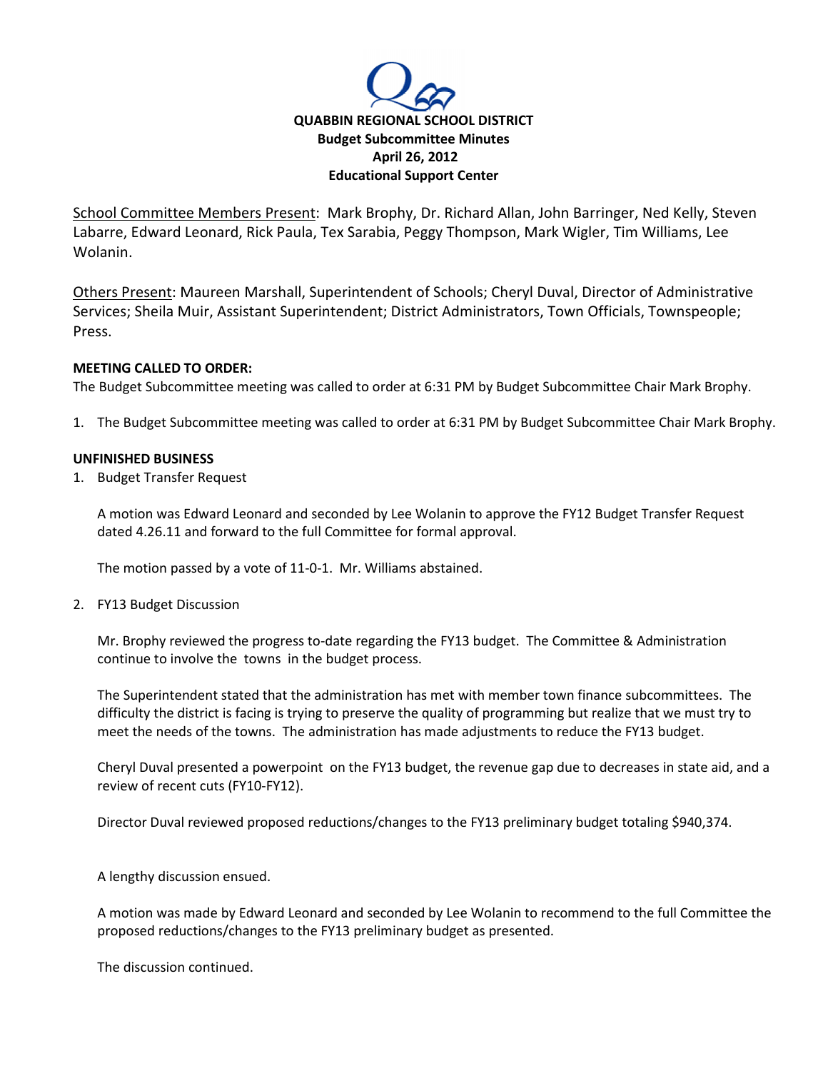**QUABBIN REGIONAL SCHOOL DISTRICT**
**Budget Subcommittee Minutes**
**April 26, 2012**
**Educational Support Center**

School Committee Members Present: Mark Brophy, Dr. Richard Allan, John Barringer, Ned Kelly, Steven Labarre, Edward Leonard, Rick Paula, Tex Sarabia, Peggy Thompson, Mark Wigler, Tim Williams, Lee Wolanin.

Others Present: Maureen Marshall, Superintendent of Schools; Cheryl Duval, Director of Administrative Services; Sheila Muir, Assistant Superintendent; District Administrators, Town Officials, Townspeople; Press.

**MEETING CALLED TO ORDER:**

The Budget Subcommittee meeting was called to order at 6:31 PM by Budget Subcommittee Chair Mark Brophy.

1. The Budget Subcommittee meeting was called to order at 6:31 PM by Budget Subcommittee Chair Mark Brophy.

**UNFINISHED BUSINESS**

1. Budget Transfer Request

   A motion was Edward Leonard and seconded by Lee Wolanin to approve the FY12 Budget Transfer Request dated 4.26.11 and forward to the full Committee for formal approval.

   The motion passed by a vote of 11-0-1. Mr. Williams abstained.

2. FY13 Budget Discussion

   Mr. Brophy reviewed the progress to-date regarding the FY13 budget. The Committee & Administration continue to involve the towns in the budget process.

   The Superintendent stated that the administration has met with member town finance subcommittees. The difficulty the district is facing is trying to preserve the quality of programming but realize that we must try to meet the needs of the towns. The administration has made adjustments to reduce the FY13 budget.

   Cheryl Duval presented a powerpoint on the FY13 budget, the revenue gap due to decreases in state aid, and a review of recent cuts (FY10-FY12).

   Director Duval reviewed proposed reductions/changes to the FY13 preliminary budget totaling $940,374.

   A lengthy discussion ensued.

   A motion was made by Edward Leonard and seconded by Lee Wolanin to recommend to the full Committee the proposed reductions/changes to the FY13 preliminary budget as presented.

   The discussion continued.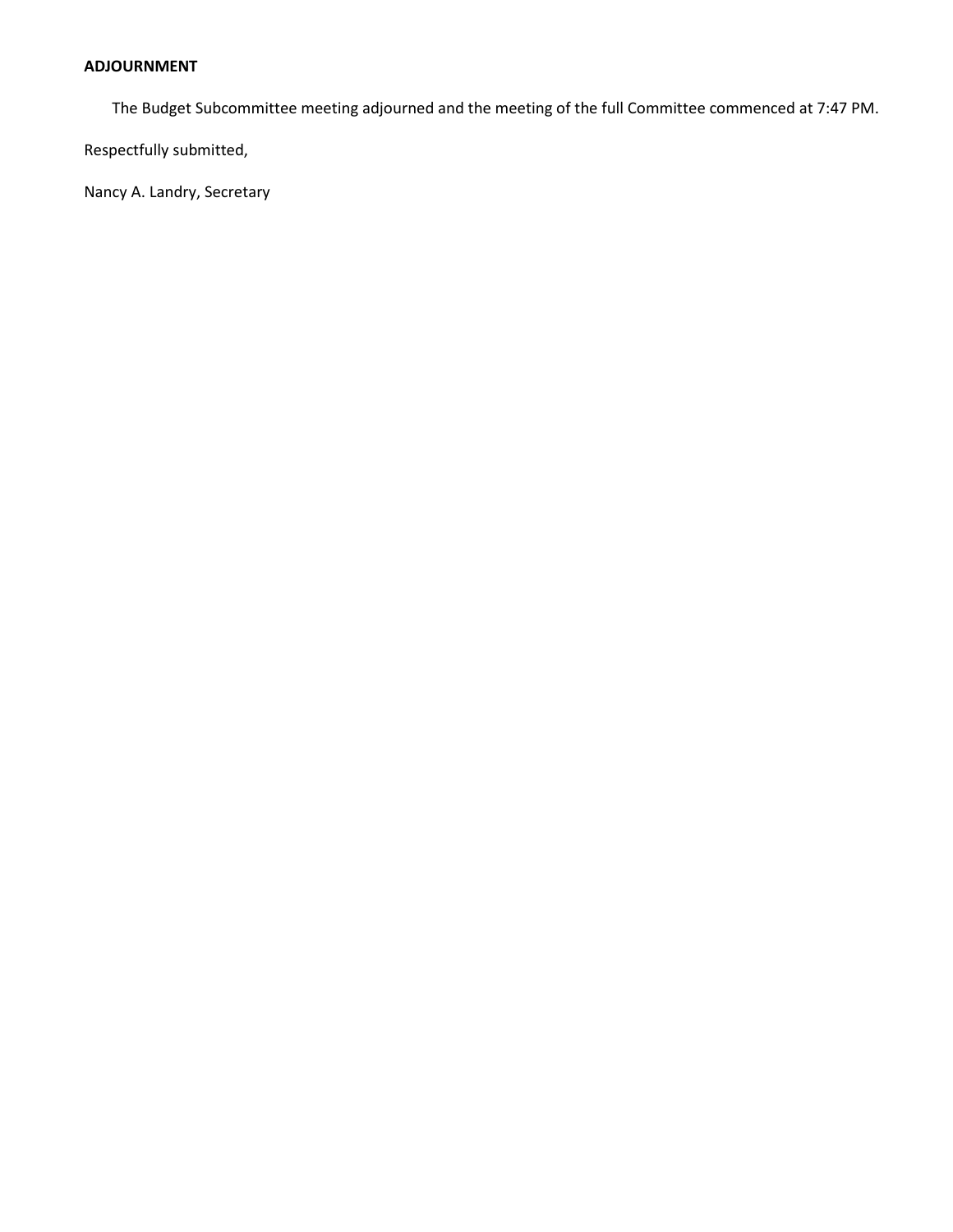**ADJOURNMENT**

The Budget Subcommittee meeting adjourned and the meeting of the full Committee commenced at 7:47 PM.

Respectfully submitted,

Nancy A. Landry, Secretary